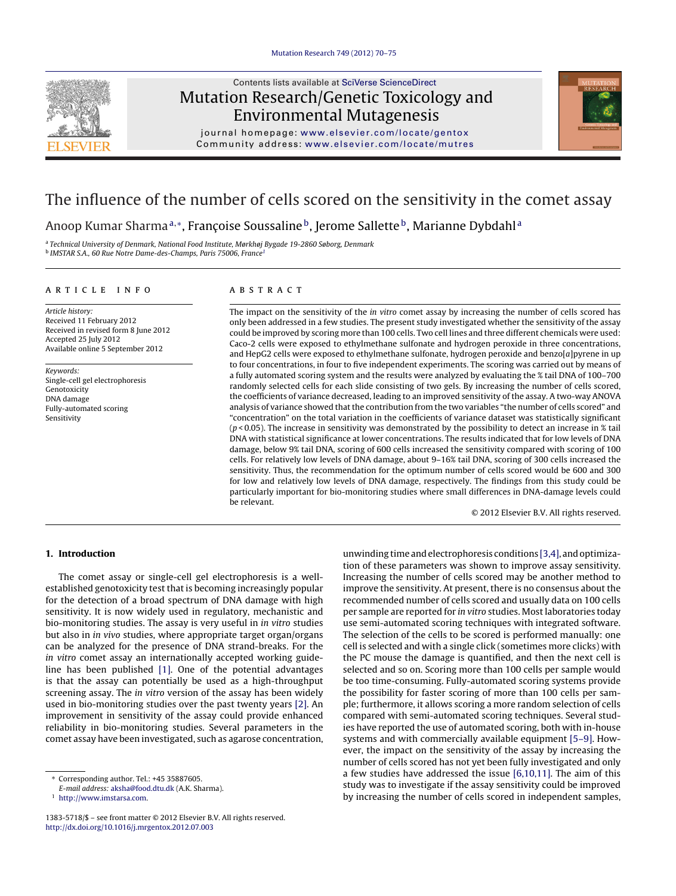# The influence of the number of cells scored on the sensitivity in the comet assay

Anoop Kumar Sharma[a,*], Françoise Soussaline[b], Jerome Sallette[b], Marianne Dybdahl[a]

[a] *Technical University of Denmark, National Food Institute, Mørkhøj Bygade 19-2860 Søborg, Denmark*
[b] *IMSTAR S.A., 60 Rue Notre Dame-des-Champs, Paris 75006, France*[1]

## ARTICLE INFO

*Article history:*
Received 11 February 2012
Received in revised form 8 June 2012
Accepted 25 July 2012
Available online 5 September 2012

*Keywords:*
Single-cell gel electrophoresis
Genotoxicity
DNA damage
Fully-automated scoring
Sensitivity

## ABSTRACT

The impact on the sensitivity of the *in vitro* comet assay by increasing the number of cells scored has only been addressed in a few studies. The present study investigated whether the sensitivity of the assay could be improved by scoring more than 100 cells. Two cell lines and three different chemicals were used: Caco-2 cells were exposed to ethylmethane sulfonate and hydrogen peroxide in three concentrations, and HepG2 cells were exposed to ethylmethane sulfonate, hydrogen peroxide and benzo[*a*]pyrene in up to four concentrations, in four to five independent experiments. The scoring was carried out by means of a fully automated scoring system and the results were analyzed by evaluating the % tail DNA of 100–700 randomly selected cells for each slide consisting of two gels. By increasing the number of cells scored, the coefficients of variance decreased, leading to an improved sensitivity of the assay. A two-way ANOVA analysis of variance showed that the contribution from the two variables "the number of cells scored" and "concentration" on the total variation in the coefficients of variance dataset was statistically significant ($p < 0.05$). The increase in sensitivity was demonstrated by the possibility to detect an increase in % tail DNA with statistical significance at lower concentrations. The results indicated that for low levels of DNA damage, below 9% tail DNA, scoring of 600 cells increased the sensitivity compared with scoring of 100 cells. For relatively low levels of DNA damage, about 9–16% tail DNA, scoring of 300 cells increased the sensitivity. Thus, the recommendation for the optimum number of cells scored would be 600 and 300 for low and relatively low levels of DNA damage, respectively. The findings from this study could be particularly important for bio-monitoring studies where small differences in DNA-damage levels could be relevant.

© 2012 Elsevier B.V. All rights reserved.

## 1. Introduction

The comet assay or single-cell gel electrophoresis is a well-established genotoxicity test that is becoming increasingly popular for the detection of a broad spectrum of DNA damage with high sensitivity. It is now widely used in regulatory, mechanistic and bio-monitoring studies. The assay is very useful in *in vitro* studies but also in *in vivo* studies, where appropriate target organ/organs can be analyzed for the presence of DNA strand-breaks. For the *in vitro* comet assay an internationally accepted working guideline has been published [1]. One of the potential advantages is that the assay can potentially be used as a high-throughput screening assay. The *in vitro* version of the assay has been widely used in bio-monitoring studies over the past twenty years [2]. An improvement in sensitivity of the assay could provide enhanced reliability in bio-monitoring studies. Several parameters in the comet assay have been investigated, such as agarose concentration, unwinding time and electrophoresis conditions [3,4], and optimization of these parameters was shown to improve assay sensitivity. Increasing the number of cells scored may be another method to improve the sensitivity. At present, there is no consensus about the recommended number of cells scored and usually data on 100 cells per sample are reported for *in vitro* studies. Most laboratories today use semi-automated scoring techniques with integrated software. The selection of the cells to be scored is performed manually: one cell is selected and with a single click (sometimes more clicks) with the PC mouse the damage is quantified, and then the next cell is selected and so on. Scoring more than 100 cells per sample would be too time-consuming. Fully-automated scoring systems provide the possibility for faster scoring of more than 100 cells per sample; furthermore, it allows scoring a more random selection of cells compared with semi-automated scoring techniques. Several studies have reported the use of automated scoring, both with in-house systems and with commercially available equipment [5–9]. However, the impact on the sensitivity of the assay by increasing the number of cells scored has not yet been fully investigated and only a few studies have addressed the issue [6,10,11]. The aim of this study was to investigate if the assay sensitivity could be improved by increasing the number of cells scored in independent samples,

\* Corresponding author. Tel.: +45 35887605.
*E-mail address:* aksha@food.dtu.dk (A.K. Sharma).
[1] http://www.imstarsa.com.

1383-5718/$ – see front matter © 2012 Elsevier B.V. All rights reserved.
http://dx.doi.org/10.1016/j.mrgentox.2012.07.003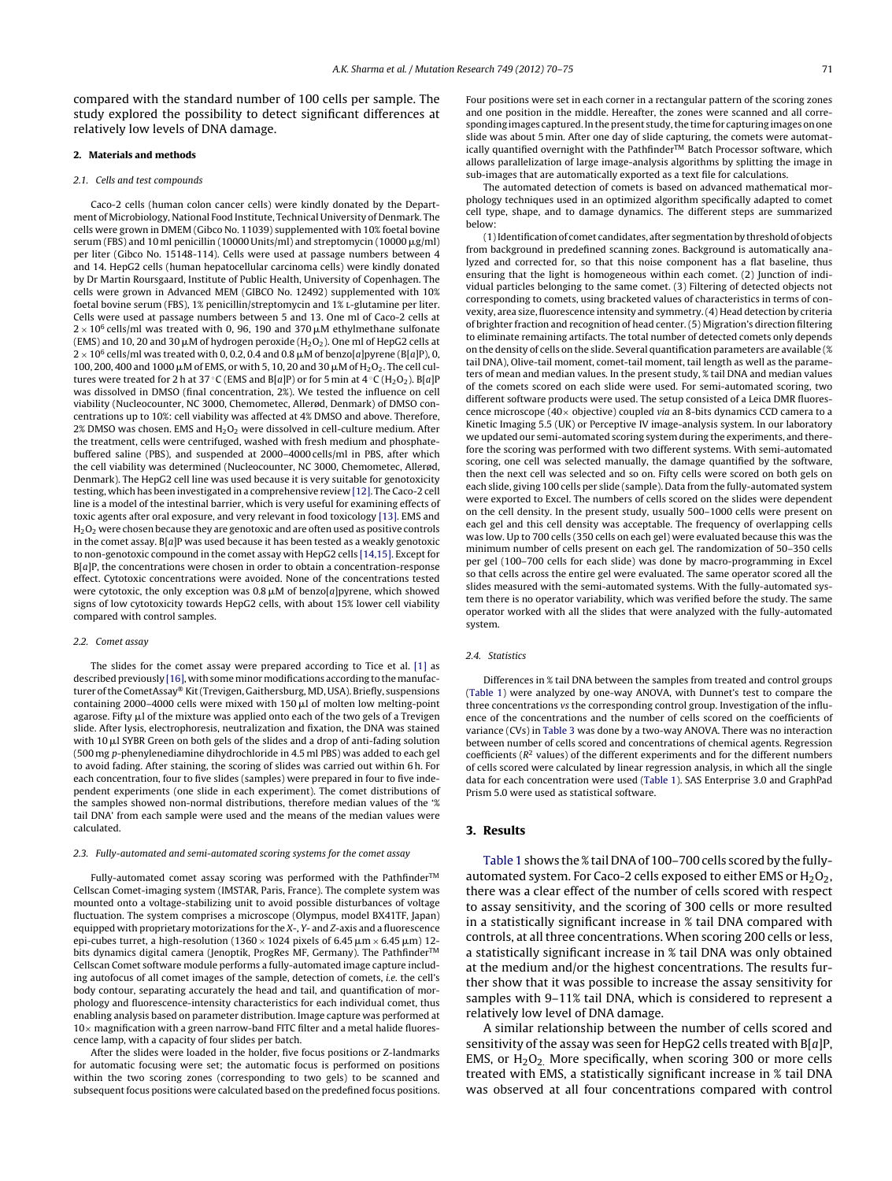compared with the standard number of 100 cells per sample. The study explored the possibility to detect significant differences at relatively low levels of DNA damage.

## 2. Materials and methods

### 2.1. Cells and test compounds

Caco-2 cells (human colon cancer cells) were kindly donated by the Department of Microbiology, National Food Institute, Technical University of Denmark. The cells were grown in DMEM (Gibco No. 11039) supplemented with 10% foetal bovine serum (FBS) and 10 ml penicillin (10000 Units/ml) and streptomycin (10000 μg/ml) per liter (Gibco No. 15148-114). Cells were used at passage numbers between 4 and 14. HepG2 cells (human hepatocellular carcinoma cells) were kindly donated by Dr Martin Roursgaard, Institute of Public Health, University of Copenhagen. The cells were grown in Advanced MEM (GIBCO No. 12492) supplemented with 10% foetal bovine serum (FBS), 1% penicillin/streptomycin and 1% L-glutamine per liter. Cells were used at passage numbers between 5 and 13. One ml of Caco-2 cells at $2 \times 10^6$ cells/ml was treated with 0, 96, 190 and 370 μM ethylmethane sulfonate (EMS) and 10, 20 and 30 μM of hydrogen peroxide ($H_2O_2$). One ml of HepG2 cells at $2 \times 10^6$ cells/ml was treated with 0, 0.2, 0.4 and 0.8 μM of benzo[*a*]pyrene (B[*a*]P), 0, 100, 200, 400 and 1000 μM of EMS, or with 5, 10, 20 and 30 μM of $H_2O_2$. The cell cultures were treated for 2 h at 37 °C (EMS and B[*a*]P) or for 5 min at 4 °C ($H_2O_2$). B[*a*]P was dissolved in DMSO (final concentration, 2%). We tested the influence on cell viability (Nucleocounter, NC 3000, Chemometec, Allerød, Denmark) of DMSO concentrations up to 10%: cell viability was affected at 4% DMSO and above. Therefore, 2% DMSO was chosen. EMS and $H_2O_2$ were dissolved in cell-culture medium. After the treatment, cells were centrifuged, washed with fresh medium and phosphate-buffered saline (PBS), and suspended at 2000–4000 cells/ml in PBS, after which the cell viability was determined (Nucleocounter, NC 3000, Chemometec, Allerød, Denmark). The HepG2 cell line was used because it is very suitable for genotoxicity testing, which has been investigated in a comprehensive review [12]. The Caco-2 cell line is a model of the intestinal barrier, which is very useful for examining effects of toxic agents after oral exposure, and very relevant in food toxicology [13]. EMS and $H_2O_2$ were chosen because they are genotoxic and are often used as positive controls in the comet assay. B[*a*]P was used because it has been tested as a weakly genotoxic to non-genotoxic compound in the comet assay with HepG2 cells [14,15]. Except for B[*a*]P, the concentrations were chosen in order to obtain a concentration-response effect. Cytotoxic concentrations were avoided. None of the concentrations tested were cytotoxic, the only exception was 0.8 μM of benzo[*a*]pyrene, which showed signs of low cytotoxicity towards HepG2 cells, with about 15% lower cell viability compared with control samples.

### 2.2. Comet assay

The slides for the comet assay were prepared according to Tice et al. [1] as described previously [16], with some minor modifications according to the manufacturer of the CometAssay® Kit (Trevigen, Gaithersburg, MD, USA). Briefly, suspensions containing 2000–4000 cells were mixed with 150 μl of molten low melting-point agarose. Fifty μl of the mixture was applied onto each of the two gels of a Trevigen slide. After lysis, electrophoresis, neutralization and fixation, the DNA was stained with 10 μl SYBR Green on both gels of the slides and a drop of anti-fading solution (500 mg *p*-phenylenediamine dihydrochloride in 4.5 ml PBS) was added to each gel to avoid fading. After staining, the scoring of slides was carried out within 6 h. For each concentration, four to five slides (samples) were prepared in four to five independent experiments (one slide in each experiment). The comet distributions of the samples showed non-normal distributions, therefore median values of the '% tail DNA' from each sample were used and the means of the median values were calculated.

### 2.3. Fully-automated and semi-automated scoring systems for the comet assay

Fully-automated comet assay scoring was performed with the Pathfinder™ Cellscan Comet-imaging system (IMSTAR, Paris, France). The complete system was mounted onto a voltage-stabilizing unit to avoid possible disturbances of voltage fluctuation. The system comprises a microscope (Olympus, model BX41TF, Japan) equipped with proprietary motorizations for the *X*-, *Y*- and *Z*-axis and a fluorescence epi-cubes turret, a high-resolution (1360 × 1024 pixels of 6.45 μm × 6.45 μm) 12-bits dynamics digital camera (Jenoptik, ProgRes MF, Germany). The Pathfinder™ Cellscan Comet software module performs a fully-automated image capture including autofocus of all comet images of the sample, detection of comets, *i.e.* the cell's body contour, separating accurately the head and tail, and quantification of morphology and fluorescence-intensity characteristics for each individual comet, thus enabling analysis based on parameter distribution. Image capture was performed at 10× magnification with a green narrow-band FITC filter and a metal halide fluorescence lamp, with a capacity of four slides per batch.

After the slides were loaded in the holder, five focus positions or Z-landmarks for automatic focusing were set; the automatic focus is performed on positions within the two scoring zones (corresponding to two gels) to be scanned and subsequent focus positions were calculated based on the predefined focus positions. Four positions were set in each corner in a rectangular pattern of the scoring zones and one position in the middle. Hereafter, the zones were scanned and all corresponding images captured. In the present study, the time for capturing images on one slide was about 5 min. After one day of slide capturing, the comets were automatically quantified overnight with the Pathfinder™ Batch Processor software, which allows parallelization of large image-analysis algorithms by splitting the image in sub-images that are automatically exported as a text file for calculations.

The automated detection of comets is based on advanced mathematical morphology techniques used in an optimized algorithm specifically adapted to comet cell type, shape, and to damage dynamics. The different steps are summarized below:

(1) Identification of comet candidates, after segmentation by threshold of objects from background in predefined scanning zones. Background is automatically analyzed and corrected for, so that this noise component has a flat baseline, thus ensuring that the light is homogeneous within each comet. (2) Junction of individual particles belonging to the same comet. (3) Filtering of detected objects not corresponding to comets, using bracketed values of characteristics in terms of convexity, area size, fluorescence intensity and symmetry. (4) Head detection by criteria of brighter fraction and recognition of head center. (5) Migration's direction filtering to eliminate remaining artifacts. The total number of detected comets only depends on the density of cells on the slide. Several quantification parameters are available (% tail DNA), Olive-tail moment, comet-tail moment, tail length as well as the parameters of mean and median values. In the present study, % tail DNA and median values of the comets scored on each slide were used. For semi-automated scoring, two different software products were used. The setup consisted of a Leica DMR fluorescence microscope (40× objective) coupled *via* an 8-bits dynamics CCD camera to a Kinetic Imaging 5.5 (UK) or Perceptive IV image-analysis system. In our laboratory we updated our semi-automated scoring system during the experiments, and therefore the scoring was performed with two different systems. With semi-automated scoring, one cell was selected manually, the damage quantified by the software, then the next cell was selected and so on. Fifty cells were scored on both gels on each slide, giving 100 cells per slide (sample). Data from the fully-automated system were exported to Excel. The numbers of cells scored on the slides were dependent on the cell density. In the present study, usually 500–1000 cells were present on each gel and this cell density was acceptable. The frequency of overlapping cells was low. Up to 700 cells (350 cells on each gel) were evaluated because this was the minimum number of cells present on each gel. The randomization of 50–350 cells per gel (100–700 cells for each slide) was done by macro-programming in Excel so that cells across the entire gel were evaluated. The same operator scored all the slides measured with the semi-automated systems. With the fully-automated system there is no operator variability, which was verified before the study. The same operator worked with all the slides that were analyzed with the fully-automated system.

### 2.4. Statistics

Differences in % tail DNA between the samples from treated and control groups (Table 1) were analyzed by one-way ANOVA, with Dunnet's test to compare the three concentrations *vs* the corresponding control group. Investigation of the influence of the concentrations and the number of cells scored on the coefficients of variance (CVs) in Table 3 was done by a two-way ANOVA. There was no interaction between number of cells scored and concentrations of chemical agents. Regression coefficients ($R^2$ values) of the different experiments and for the different numbers of cells scored were calculated by linear regression analysis, in which all the single data for each concentration were used (Table 1). SAS Enterprise 3.0 and GraphPad Prism 5.0 were used as statistical software.

## 3. Results

Table 1 shows the % tail DNA of 100–700 cells scored by the fully-automated system. For Caco-2 cells exposed to either EMS or $H_2O_2$, there was a clear effect of the number of cells scored with respect to assay sensitivity, and the scoring of 300 cells or more resulted in a statistically significant increase in % tail DNA compared with controls, at all three concentrations. When scoring 200 cells or less, a statistically significant increase in % tail DNA was only obtained at the medium and/or the highest concentrations. The results further show that it was possible to increase the assay sensitivity for samples with 9–11% tail DNA, which is considered to represent a relatively low level of DNA damage.

A similar relationship between the number of cells scored and sensitivity of the assay was seen for HepG2 cells treated with B[*a*]P, EMS, or $H_2O_2$. More specifically, when scoring 300 or more cells treated with EMS, a statistically significant increase in % tail DNA was observed at all four concentrations compared with control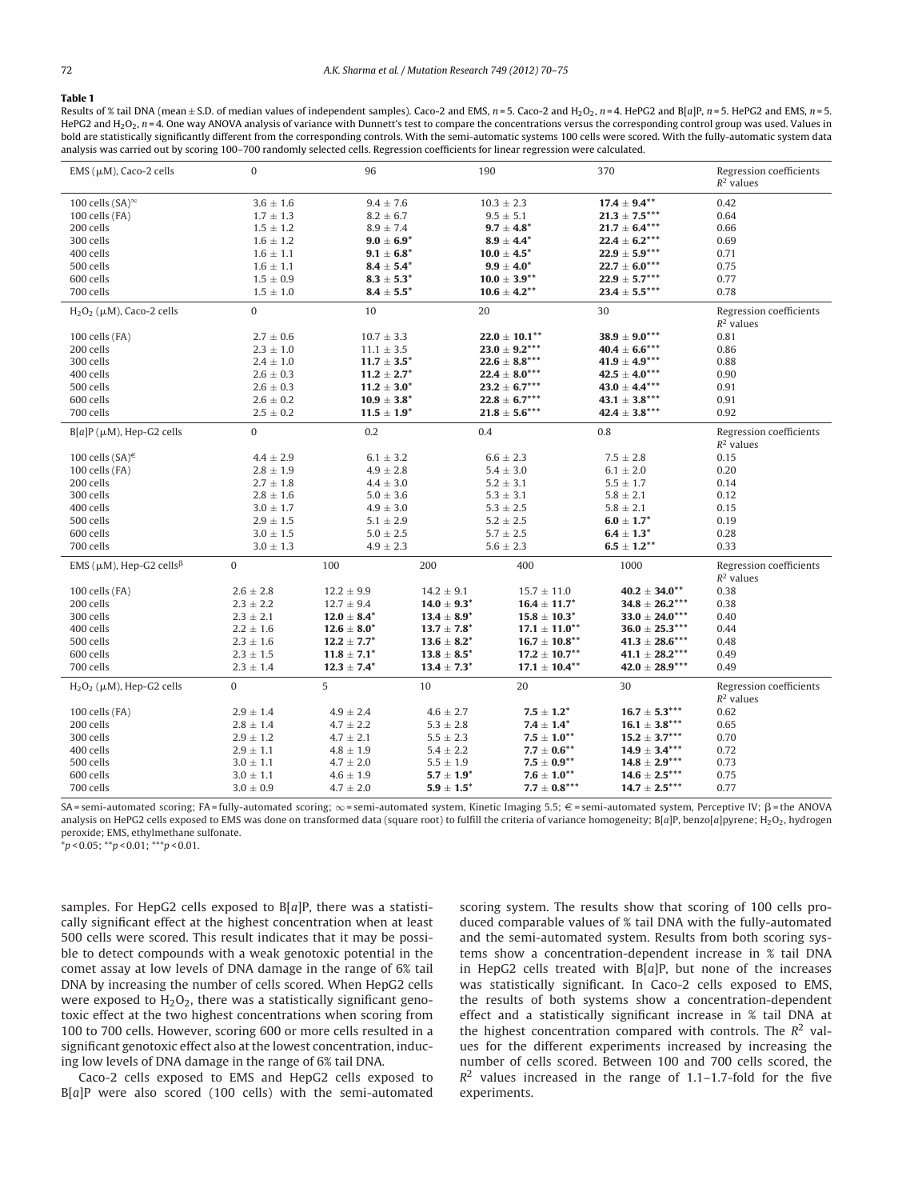**Table 1**

Results of % tail DNA (mean ± S.D. of median values of independent samples). Caco-2 and EMS, n = 5. Caco-2 and $H_2O_2$, n = 4. HePG2 and B[a]P, n = 5. HePG2 and EMS, n = 5. HePG2 and $H_2O_2$, n = 4. One way ANOVA analysis of variance with Dunnett's test to compare the concentrations versus the corresponding control group was used. Values in bold are statistically significantly different from the corresponding controls. With the semi-automatic systems 100 cells were scored. With the fully-automatic system data analysis was carried out by scoring 100–700 randomly selected cells. Regression coefficients for linear regression were calculated.

| EMS (μM), Caco-2 cells | 0 | 96 | 190 | 370 | Regression coefficients $R^2$ values |
|---|---|---|---|---|---|
| 100 cells (SA)[∞] | 3.6 ± 1.6 | 9.4 ± 7.6 | 10.3 ± 2.3 | **17.4 ± 9.4**** | 0.42 |
| 100 cells (FA) | 1.7 ± 1.3 | 8.2 ± 6.7 | 9.5 ± 5.1 | **21.3 ± 7.5***** | 0.64 |
| 200 cells | 1.5 ± 1.2 | 8.9 ± 7.4 | **9.7 ± 4.8*** | **21.7 ± 6.4***** | 0.66 |
| 300 cells | 1.6 ± 1.2 | **9.0 ± 6.9*** | **8.9 ± 4.4*** | **22.4 ± 6.2***** | 0.69 |
| 400 cells | 1.6 ± 1.1 | **9.1 ± 6.8*** | **10.0 ± 4.5*** | **22.9 ± 5.9***** | 0.71 |
| 500 cells | 1.6 ± 1.1 | **8.4 ± 5.4*** | **9.9 ± 4.0*** | **22.7 ± 6.0***** | 0.75 |
| 600 cells | 1.5 ± 0.9 | **8.3 ± 5.3*** | **10.0 ± 3.9**** | **22.9 ± 5.7***** | 0.77 |
| 700 cells | 1.5 ± 1.0 | **8.4 ± 5.5*** | **10.6 ± 4.2**** | **23.4 ± 5.5***** | 0.78 |

| $H_2O_2$ (μM), Caco-2 cells | 0 | 10 | 20 | 30 | Regression coefficients $R^2$ values |
|---|---|---|---|---|---|
| 100 cells (FA) | 2.7 ± 0.6 | 10.7 ± 3.3 | **22.0 ± 10.1**** | **38.9 ± 9.0***** | 0.81 |
| 200 cells | 2.3 ± 1.0 | 11.1 ± 3.5 | **23.0 ± 9.2***** | **40.4 ± 6.6***** | 0.86 |
| 300 cells | 2.4 ± 1.0 | **11.7 ± 3.5*** | **22.6 ± 8.8***** | **41.9 ± 4.9***** | 0.88 |
| 400 cells | 2.6 ± 0.3 | **11.2 ± 2.7*** | **22.4 ± 8.0***** | **42.5 ± 4.0***** | 0.90 |
| 500 cells | 2.6 ± 0.3 | **11.2 ± 3.0*** | **23.2 ± 6.7***** | **43.0 ± 4.4***** | 0.91 |
| 600 cells | 2.6 ± 0.2 | **10.9 ± 3.8*** | **22.8 ± 6.7***** | **43.1 ± 3.8***** | 0.91 |
| 700 cells | 2.5 ± 0.2 | **11.5 ± 1.9*** | **21.8 ± 5.6***** | **42.4 ± 3.8***** | 0.92 |

| B[a]P (μM), Hep-G2 cells | 0 | 0.2 | 0.4 | 0.8 | Regression coefficients $R^2$ values |
|---|---|---|---|---|---|
| 100 cells (SA)[€] | 4.4 ± 2.9 | 6.1 ± 3.2 | 6.6 ± 2.3 | 7.5 ± 2.8 | 0.15 |
| 100 cells (FA) | 2.8 ± 1.9 | 4.9 ± 2.8 | 5.4 ± 3.0 | 6.1 ± 2.0 | 0.20 |
| 200 cells | 2.7 ± 1.8 | 4.4 ± 3.0 | 5.2 ± 3.1 | 5.5 ± 1.7 | 0.14 |
| 300 cells | 2.8 ± 1.6 | 5.0 ± 3.6 | 5.3 ± 3.1 | 5.8 ± 2.1 | 0.12 |
| 400 cells | 3.0 ± 1.7 | 4.9 ± 3.0 | 5.3 ± 2.5 | 5.8 ± 2.1 | 0.15 |
| 500 cells | 2.9 ± 1.5 | 5.1 ± 2.9 | 5.2 ± 2.5 | **6.0 ± 1.7*** | 0.19 |
| 600 cells | 3.0 ± 1.5 | 5.0 ± 2.5 | 5.7 ± 2.5 | **6.4 ± 1.3*** | 0.28 |
| 700 cells | 3.0 ± 1.3 | 4.9 ± 2.3 | 5.6 ± 2.3 | **6.5 ± 1.2**** | 0.33 |

| EMS (μM), Hep-G2 cells[β] | 0 | 100 | 200 | 400 | 1000 | Regression coefficients $R^2$ values |
|---|---|---|---|---|---|---|
| 100 cells (FA) | 2.6 ± 2.8 | 12.2 ± 9.9 | 14.2 ± 9.1 | 15.7 ± 11.0 | **40.2 ± 34.0**** | 0.38 |
| 200 cells | 2.3 ± 2.2 | 12.7 ± 9.4 | **14.0 ± 9.3*** | **16.4 ± 11.7*** | **34.8 ± 26.2***** | 0.38 |
| 300 cells | 2.3 ± 2.1 | **12.0 ± 8.4*** | **13.4 ± 8.9*** | **15.8 ± 10.3*** | **33.0 ± 24.0***** | 0.40 |
| 400 cells | 2.2 ± 1.6 | **12.6 ± 8.0*** | **13.7 ± 7.8*** | **17.1 ± 11.0**** | **36.0 ± 25.3***** | 0.44 |
| 500 cells | 2.3 ± 1.6 | **12.2 ± 7.7*** | **13.6 ± 8.2*** | **16.7 ± 10.8**** | **41.3 ± 28.6***** | 0.48 |
| 600 cells | 2.3 ± 1.5 | **11.8 ± 7.1*** | **13.8 ± 8.5*** | **17.2 ± 10.7**** | **41.1 ± 28.2***** | 0.49 |
| 700 cells | 2.3 ± 1.4 | **12.3 ± 7.4*** | **13.4 ± 7.3*** | **17.1 ± 10.4**** | **42.0 ± 28.9***** | 0.49 |

| $H_2O_2$ (μM), Hep-G2 cells | 0 | 5 | 10 | 20 | 30 | Regression coefficients $R^2$ values |
|---|---|---|---|---|---|---|
| 100 cells (FA) | 2.9 ± 1.4 | 4.9 ± 2.4 | 4.6 ± 2.7 | **7.5 ± 1.2*** | **16.7 ± 5.3***** | 0.62 |
| 200 cells | 2.8 ± 1.4 | 4.7 ± 2.2 | 5.3 ± 2.8 | **7.4 ± 1.4*** | **16.1 ± 3.8***** | 0.65 |
| 300 cells | 2.9 ± 1.2 | 4.7 ± 2.1 | 5.5 ± 2.3 | **7.5 ± 1.0**** | **15.2 ± 3.7***** | 0.70 |
| 400 cells | 2.9 ± 1.1 | 4.8 ± 1.9 | 5.4 ± 2.2 | **7.7 ± 0.6**** | **14.9 ± 3.4***** | 0.72 |
| 500 cells | 3.0 ± 1.1 | 4.7 ± 2.0 | 5.5 ± 1.9 | **7.5 ± 0.9**** | **14.8 ± 2.9***** | 0.73 |
| 600 cells | 3.0 ± 1.1 | 4.6 ± 1.9 | **5.7 ± 1.9*** | **7.6 ± 1.0**** | **14.6 ± 2.5***** | 0.75 |
| 700 cells | 3.0 ± 0.9 | 4.7 ± 2.0 | **5.9 ± 1.5*** | **7.7 ± 0.8***** | **14.7 ± 2.5***** | 0.77 |

SA = semi-automated scoring; FA = fully-automated scoring; ∞ = semi-automated system, Kinetic Imaging 5.5; € = semi-automated system, Perceptive IV; β = the ANOVA analysis on HePG2 cells exposed to EMS was done on transformed data (square root) to fulfill the criteria of variance homogeneity; B[a]P, benzo[a]pyrene; $H_2O_2$, hydrogen peroxide; EMS, ethylmethane sulfonate.

*$p < 0.05$; **$p < 0.01$; ***$p < 0.01$.

samples. For HepG2 cells exposed to B[a]P, there was a statistically significant effect at the highest concentration when at least 500 cells were scored. This result indicates that it may be possible to detect compounds with a weak genotoxic potential in the comet assay at low levels of DNA damage in the range of 6% tail DNA by increasing the number of cells scored. When HepG2 cells were exposed to $H_2O_2$, there was a statistically significant genotoxic effect at the two highest concentrations when scoring from 100 to 700 cells. However, scoring 600 or more cells resulted in a significant genotoxic effect also at the lowest concentration, inducing low levels of DNA damage in the range of 6% tail DNA.

Caco-2 cells exposed to EMS and HepG2 cells exposed to B[a]P were also scored (100 cells) with the semi-automated scoring system. The results show that scoring of 100 cells produced comparable values of % tail DNA with the fully-automated and the semi-automated system. Results from both scoring systems show a concentration-dependent increase in % tail DNA in HepG2 cells treated with B[a]P, but none of the increases was statistically significant. In Caco-2 cells exposed to EMS, the results of both systems show a concentration-dependent effect and a statistically significant increase in % tail DNA at the highest concentration compared with controls. The $R^2$ values for the different experiments increased by increasing the number of cells scored. Between 100 and 700 cells scored, the $R^2$ values increased in the range of 1.1–1.7-fold for the five experiments.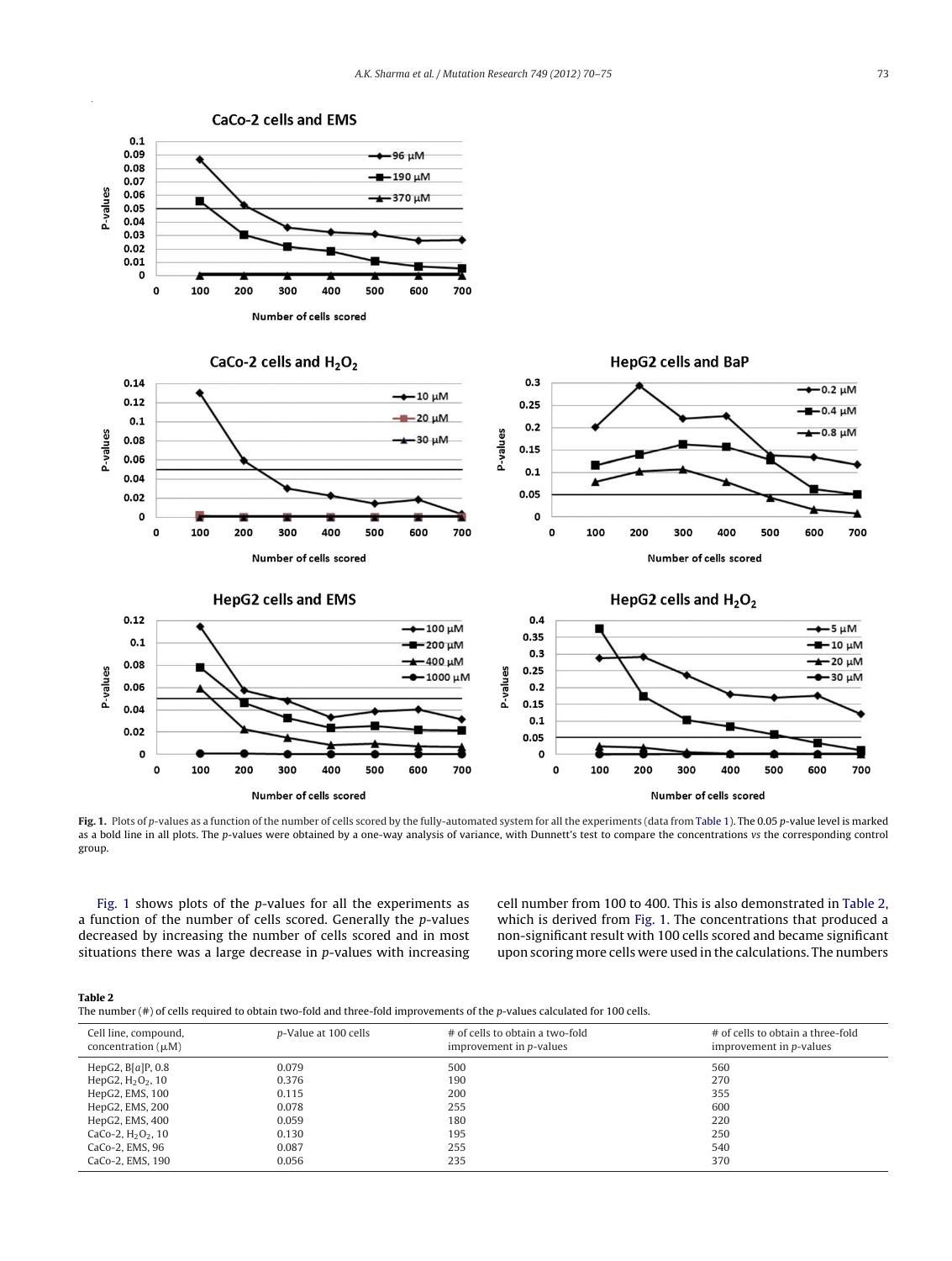**Fig. 1.** Plots of *p*-values as a function of the number of cells scored by the fully-automated system for all the experiments (data from Table 1). The 0.05 *p*-value level is marked as a bold line in all plots. The *p*-values were obtained by a one-way analysis of variance, with Dunnett's test to compare the concentrations *vs* the corresponding control group.

Fig. 1 shows plots of the *p*-values for all the experiments as a function of the number of cells scored. Generally the *p*-values decreased by increasing the number of cells scored and in most situations there was a large decrease in *p*-values with increasing cell number from 100 to 400. This is also demonstrated in Table 2, which is derived from Fig. 1. The concentrations that produced a non-significant result with 100 cells scored and became significant upon scoring more cells were used in the calculations. The numbers

**Table 2**
The number (#) of cells required to obtain two-fold and three-fold improvements of the *p*-values calculated for 100 cells.

| Cell line, compound, concentration (μM) | *p*-Value at 100 cells | # of cells to obtain a two-fold improvement in *p*-values | # of cells to obtain a three-fold improvement in *p*-values |
|---|---|---|---|
| HepG2, B[*a*]P, 0.8 | 0.079 | 500 | 560 |
| HepG2, $H_2O_2$, 10 | 0.376 | 190 | 270 |
| HepG2, EMS, 100 | 0.115 | 200 | 355 |
| HepG2, EMS, 200 | 0.078 | 255 | 600 |
| HepG2, EMS, 400 | 0.059 | 180 | 220 |
| CaCo-2, $H_2O_2$, 10 | 0.130 | 195 | 250 |
| CaCo-2, EMS, 96 | 0.087 | 255 | 540 |
| CaCo-2, EMS, 190 | 0.056 | 235 | 370 |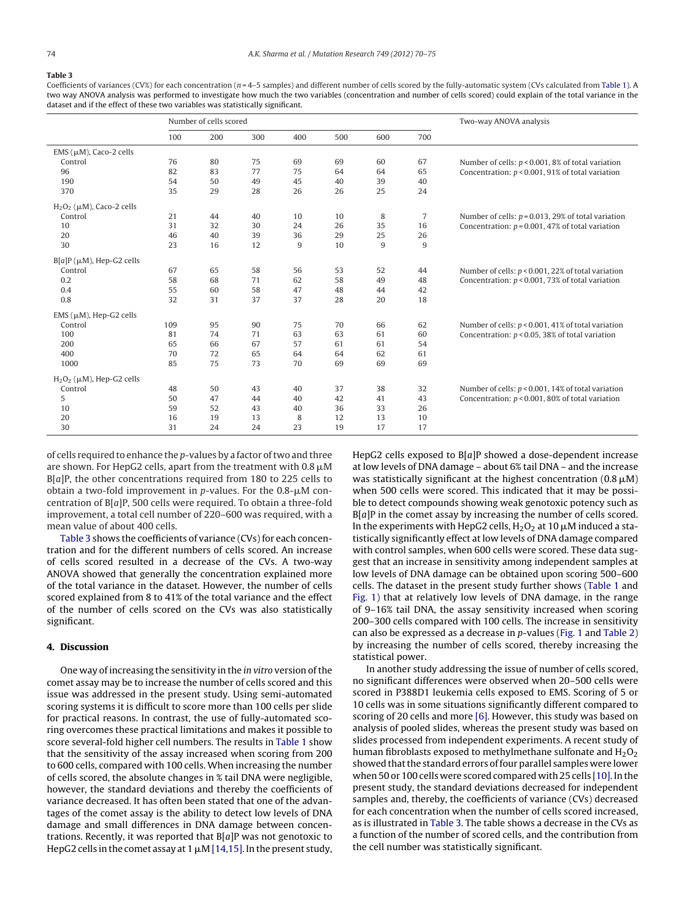**Table 3**

Coefficients of variances (CV%) for each concentration (n = 4–5 samples) and different number of cells scored by the fully-automatic system (CVs calculated from Table 1). A two way ANOVA analysis was performed to investigate how much the two variables (concentration and number of cells scored) could explain of the total variance in the dataset and if the effect of these two variables was statistically significant.

| | Number of cells scored | | | | | | | Two-way ANOVA analysis |
|---|---|---|---|---|---|---|---|---|
| | 100 | 200 | 300 | 400 | 500 | 600 | 700 | |
| EMS (μM), Caco-2 cells | | | | | | | | |
| Control | 76 | 80 | 75 | 69 | 69 | 60 | 67 | Number of cells: $p < 0.001$, 8% of total variation |
| 96 | 82 | 83 | 77 | 75 | 64 | 64 | 65 | Concentration: $p < 0.001$, 91% of total variation |
| 190 | 54 | 50 | 49 | 45 | 40 | 39 | 40 | |
| 370 | 35 | 29 | 28 | 26 | 26 | 25 | 24 | |
| $H_2O_2$ (μM), Caco-2 cells | | | | | | | | |
| Control | 21 | 44 | 40 | 10 | 10 | 8 | 7 | Number of cells: $p = 0.013$, 29% of total variation |
| 10 | 31 | 32 | 30 | 24 | 26 | 35 | 16 | Concentration: $p = 0.001$, 47% of total variation |
| 20 | 46 | 40 | 39 | 36 | 29 | 25 | 26 | |
| 30 | 23 | 16 | 12 | 9 | 10 | 9 | 9 | |
| B[*a*]P (μM), Hep-G2 cells | | | | | | | | |
| Control | 67 | 65 | 58 | 56 | 53 | 52 | 44 | Number of cells: $p < 0.001$, 22% of total variation |
| 0.2 | 58 | 68 | 71 | 62 | 58 | 49 | 48 | Concentration: $p < 0.001$, 73% of total variation |
| 0.4 | 55 | 60 | 58 | 47 | 48 | 44 | 42 | |
| 0.8 | 32 | 31 | 37 | 37 | 28 | 20 | 18 | |
| EMS (μM), Hep-G2 cells | | | | | | | | |
| Control | 109 | 95 | 90 | 75 | 70 | 66 | 62 | Number of cells: $p < 0.001$, 41% of total variation |
| 100 | 81 | 74 | 71 | 63 | 63 | 61 | 60 | Concentration: $p < 0.05$, 38% of total variation |
| 200 | 65 | 66 | 67 | 57 | 61 | 61 | 54 | |
| 400 | 70 | 72 | 65 | 64 | 64 | 62 | 61 | |
| 1000 | 85 | 75 | 73 | 70 | 69 | 69 | 69 | |
| $H_2O_2$ (μM), Hep-G2 cells | | | | | | | | |
| Control | 48 | 50 | 43 | 40 | 37 | 38 | 32 | Number of cells: $p < 0.001$, 14% of total variation |
| 5 | 50 | 47 | 44 | 40 | 42 | 41 | 43 | Concentration: $p < 0.001$, 80% of total variation |
| 10 | 59 | 52 | 43 | 40 | 36 | 33 | 26 | |
| 20 | 16 | 19 | 13 | 8 | 12 | 13 | 10 | |
| 30 | 31 | 24 | 24 | 23 | 19 | 17 | 17 | |

of cells required to enhance the *p*-values by a factor of two and three are shown. For HepG2 cells, apart from the treatment with 0.8 μM B[*a*]P, the other concentrations required from 180 to 225 cells to obtain a two-fold improvement in *p*-values. For the 0.8-μM concentration of B[*a*]P, 500 cells were required. To obtain a three-fold improvement, a total cell number of 220–600 was required, with a mean value of about 400 cells.

Table 3 shows the coefficients of variance (CVs) for each concentration and for the different numbers of cells scored. An increase of cells scored resulted in a decrease of the CVs. A two-way ANOVA showed that generally the concentration explained more of the total variance in the dataset. However, the number of cells scored explained from 8 to 41% of the total variance and the effect of the number of cells scored on the CVs was also statistically significant.

## 4. Discussion

One way of increasing the sensitivity in the *in vitro* version of the comet assay may be to increase the number of cells scored and this issue was addressed in the present study. Using semi-automated scoring systems it is difficult to score more than 100 cells per slide for practical reasons. In contrast, the use of fully-automated scoring overcomes these practical limitations and makes it possible to score several-fold higher cell numbers. The results in Table 1 show that the sensitivity of the assay increased when scoring from 200 to 600 cells, compared with 100 cells. When increasing the number of cells scored, the absolute changes in % tail DNA were negligible, however, the standard deviations and thereby the coefficients of variance decreased. It has often been stated that one of the advantages of the comet assay is the ability to detect low levels of DNA damage and small differences in DNA damage between concentrations. Recently, it was reported that B[*a*]P was not genotoxic to HepG2 cells in the comet assay at 1 μM [14,15]. In the present study, HepG2 cells exposed to B[*a*]P showed a dose-dependent increase at low levels of DNA damage – about 6% tail DNA – and the increase was statistically significant at the highest concentration (0.8 μM) when 500 cells were scored. This indicated that it may be possible to detect compounds showing weak genotoxic potency such as B[*a*]P in the comet assay by increasing the number of cells scored. In the experiments with HepG2 cells, $H_2O_2$ at 10 μM induced a statistically significant effect at low levels of DNA damage compared with control samples, when 600 cells were scored. These data suggest that an increase in sensitivity among independent samples at low levels of DNA damage can be obtained upon scoring 500–600 cells. The dataset in the present study further shows (Table 1 and Fig. 1) that at relatively low levels of DNA damage, in the range of 9–16% tail DNA, the assay sensitivity increased when scoring 200–300 cells compared with 100 cells. The increase in sensitivity can also be expressed as a decrease in *p*-values (Fig. 1 and Table 2) by increasing the number of cells scored, thereby increasing the statistical power.

In another study addressing the issue of number of cells scored, no significant differences were observed when 20–500 cells were scored in P388D1 leukemia cells exposed to EMS. Scoring of 5 or 10 cells was in some situations significantly different compared to scoring of 20 cells and more [6]. However, this study was based on analysis of pooled slides, whereas the present study was based on slides processed from independent experiments. A recent study of human fibroblasts exposed to methylmethane sulfonate and $H_2O_2$ showed that the standard errors of four parallel samples were lower when 50 or 100 cells were scored compared with 25 cells [10]. In the present study, the standard deviations decreased for independent samples and, thereby, the coefficients of variance (CVs) decreased for each concentration when the number of cells scored increased, as is illustrated in Table 3. The table shows a decrease in the CVs as a function of the number of scored cells, and the contribution from the cell number was statistically significant.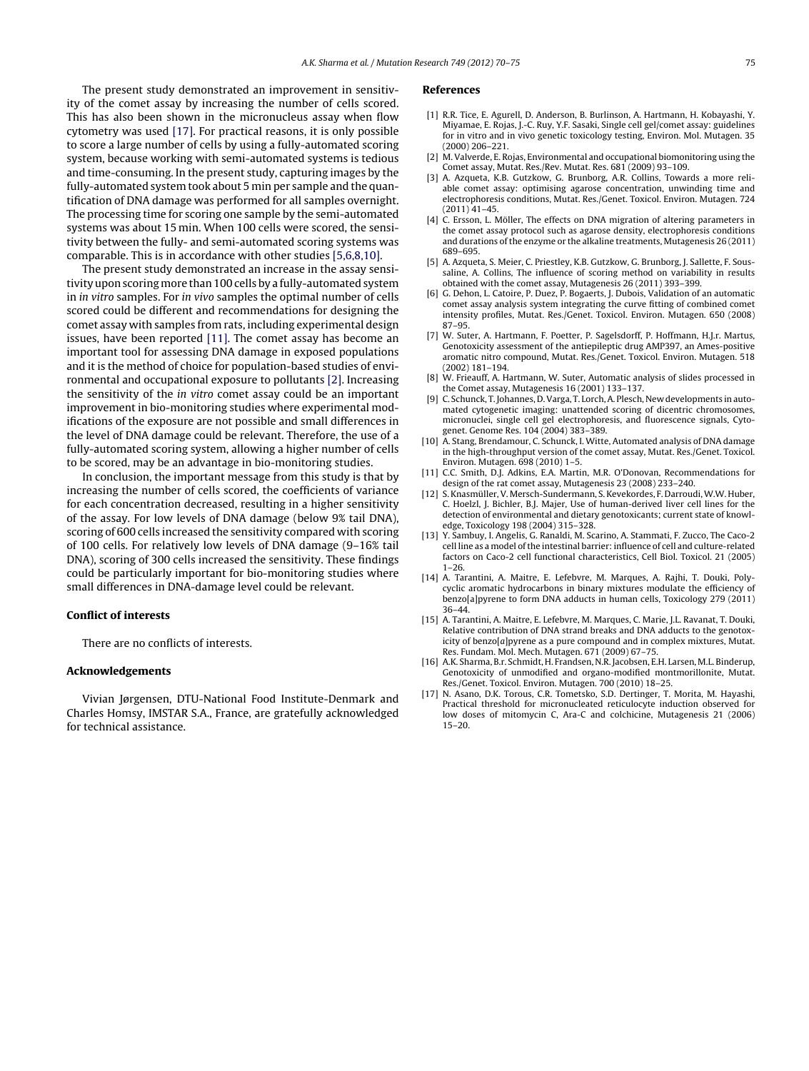The present study demonstrated an improvement in sensitivity of the comet assay by increasing the number of cells scored. This has also been shown in the micronucleus assay when flow cytometry was used [17]. For practical reasons, it is only possible to score a large number of cells by using a fully-automated scoring system, because working with semi-automated systems is tedious and time-consuming. In the present study, capturing images by the fully-automated system took about 5 min per sample and the quantification of DNA damage was performed for all samples overnight. The processing time for scoring one sample by the semi-automated systems was about 15 min. When 100 cells were scored, the sensitivity between the fully- and semi-automated scoring systems was comparable. This is in accordance with other studies [5,6,8,10].

The present study demonstrated an increase in the assay sensitivity upon scoring more than 100 cells by a fully-automated system in *in vitro* samples. For *in vivo* samples the optimal number of cells scored could be different and recommendations for designing the comet assay with samples from rats, including experimental design issues, have been reported [11]. The comet assay has become an important tool for assessing DNA damage in exposed populations and it is the method of choice for population-based studies of environmental and occupational exposure to pollutants [2]. Increasing the sensitivity of the *in vitro* comet assay could be an important improvement in bio-monitoring studies where experimental modifications of the exposure are not possible and small differences in the level of DNA damage could be relevant. Therefore, the use of a fully-automated scoring system, allowing a higher number of cells to be scored, may be an advantage in bio-monitoring studies.

In conclusion, the important message from this study is that by increasing the number of cells scored, the coefficients of variance for each concentration decreased, resulting in a higher sensitivity of the assay. For low levels of DNA damage (below 9% tail DNA), scoring of 600 cells increased the sensitivity compared with scoring of 100 cells. For relatively low levels of DNA damage (9–16% tail DNA), scoring of 300 cells increased the sensitivity. These findings could be particularly important for bio-monitoring studies where small differences in DNA-damage level could be relevant.

## Conflict of interests

There are no conflicts of interests.

## Acknowledgements

Vivian Jørgensen, DTU-National Food Institute-Denmark and Charles Homsy, IMSTAR S.A., France, are gratefully acknowledged for technical assistance.

## References

[1] R.R. Tice, E. Agurell, D. Anderson, B. Burlinson, A. Hartmann, H. Kobayashi, Y. Miyamae, E. Rojas, J.-C. Ruy, Y.F. Sasaki, Single cell gel/comet assay: guidelines for in vitro and in vivo genetic toxicology testing, Environ. Mol. Mutagen. 35 (2000) 206–221.

[2] M. Valverde, E. Rojas, Environmental and occupational biomonitoring using the Comet assay, Mutat. Res./Rev. Mutat. Res. 681 (2009) 93–109.

[3] A. Azqueta, K.B. Gutzkow, G. Brunborg, A.R. Collins, Towards a more reliable comet assay: optimising agarose concentration, unwinding time and electrophoresis conditions, Mutat. Res./Genet. Toxicol. Environ. Mutagen. 724 (2011) 41–45.

[4] C. Ersson, L. Möller, The effects on DNA migration of altering parameters in the comet assay protocol such as agarose density, electrophoresis conditions and durations of the enzyme or the alkaline treatments, Mutagenesis 26 (2011) 689–695.

[5] A. Azqueta, S. Meier, C. Priestley, K.B. Gutzkow, G. Brunborg, J. Sallette, F. Soussaline, A. Collins, The influence of scoring method on variability in results obtained with the comet assay, Mutagenesis 26 (2011) 393–399.

[6] G. Dehon, L. Catoire, P. Duez, P. Bogaerts, J. Dubois, Validation of an automatic comet assay analysis system integrating the curve fitting of combined comet intensity profiles, Mutat. Res./Genet. Toxicol. Environ. Mutagen. 650 (2008) 87–95.

[7] W. Suter, A. Hartmann, F. Poetter, P. Sagelsdorff, P. Hoffmann, H.J.r. Martus, Genotoxicity assessment of the antiepileptic drug AMP397, an Ames-positive aromatic nitro compound, Mutat. Res./Genet. Toxicol. Environ. Mutagen. 518 (2002) 181–194.

[8] W. Frieauff, A. Hartmann, W. Suter, Automatic analysis of slides processed in the Comet assay, Mutagenesis 16 (2001) 133–137.

[9] C. Schunck, T. Johannes, D. Varga, T. Lorch, A. Plesch, New developments in automated cytogenetic imaging: unattended scoring of dicentric chromosomes, micronuclei, single cell gel electrophoresis, and fluorescence signals, Cytogenet. Genome Res. 104 (2004) 383–389.

[10] A. Stang, Brendamour, C. Schunck, I. Witte, Automated analysis of DNA damage in the high-throughput version of the comet assay, Mutat. Res./Genet. Toxicol. Environ. Mutagen. 698 (2010) 1–5.

[11] C.C. Smith, D.J. Adkins, E.A. Martin, M.R. O'Donovan, Recommendations for design of the rat comet assay, Mutagenesis 23 (2008) 233–240.

[12] S. Knasmüller, V. Mersch-Sundermann, S. Kevekordes, F. Darroudi, W.W. Huber, C. Hoelzl, J. Bichler, B.J. Majer, Use of human-derived liver cell lines for the detection of environmental and dietary genotoxicants; current state of knowledge, Toxicology 198 (2004) 315–328.

[13] Y. Sambuy, I. Angelis, G. Ranaldi, M. Scarino, A. Stammati, F. Zucco, The Caco-2 cell line as a model of the intestinal barrier: influence of cell and culture-related factors on Caco-2 cell functional characteristics, Cell Biol. Toxicol. 21 (2005) 1–26.

[14] A. Tarantini, A. Maitre, E. Lefebvre, M. Marques, A. Rajhi, T. Douki, Polycyclic aromatic hydrocarbons in binary mixtures modulate the efficiency of benzo[a]pyrene to form DNA adducts in human cells, Toxicology 279 (2011) 36–44.

[15] A. Tarantini, A. Maitre, E. Lefebvre, M. Marques, C. Marie, J.L. Ravanat, T. Douki, Relative contribution of DNA strand breaks and DNA adducts to the genotoxicity of benzo[*a*]pyrene as a pure compound and in complex mixtures, Mutat. Res. Fundam. Mol. Mech. Mutagen. 671 (2009) 67–75.

[16] A.K. Sharma, B.r. Schmidt, H. Frandsen, N.R. Jacobsen, E.H. Larsen, M.L. Binderup, Genotoxicity of unmodified and organo-modified montmorillonite, Mutat. Res./Genet. Toxicol. Environ. Mutagen. 700 (2010) 18–25.

[17] N. Asano, D.K. Torous, C.R. Tometsko, S.D. Dertinger, T. Morita, M. Hayashi, Practical threshold for micronucleated reticulocyte induction observed for low doses of mitomycin C, Ara-C and colchicine, Mutagenesis 21 (2006) 15–20.